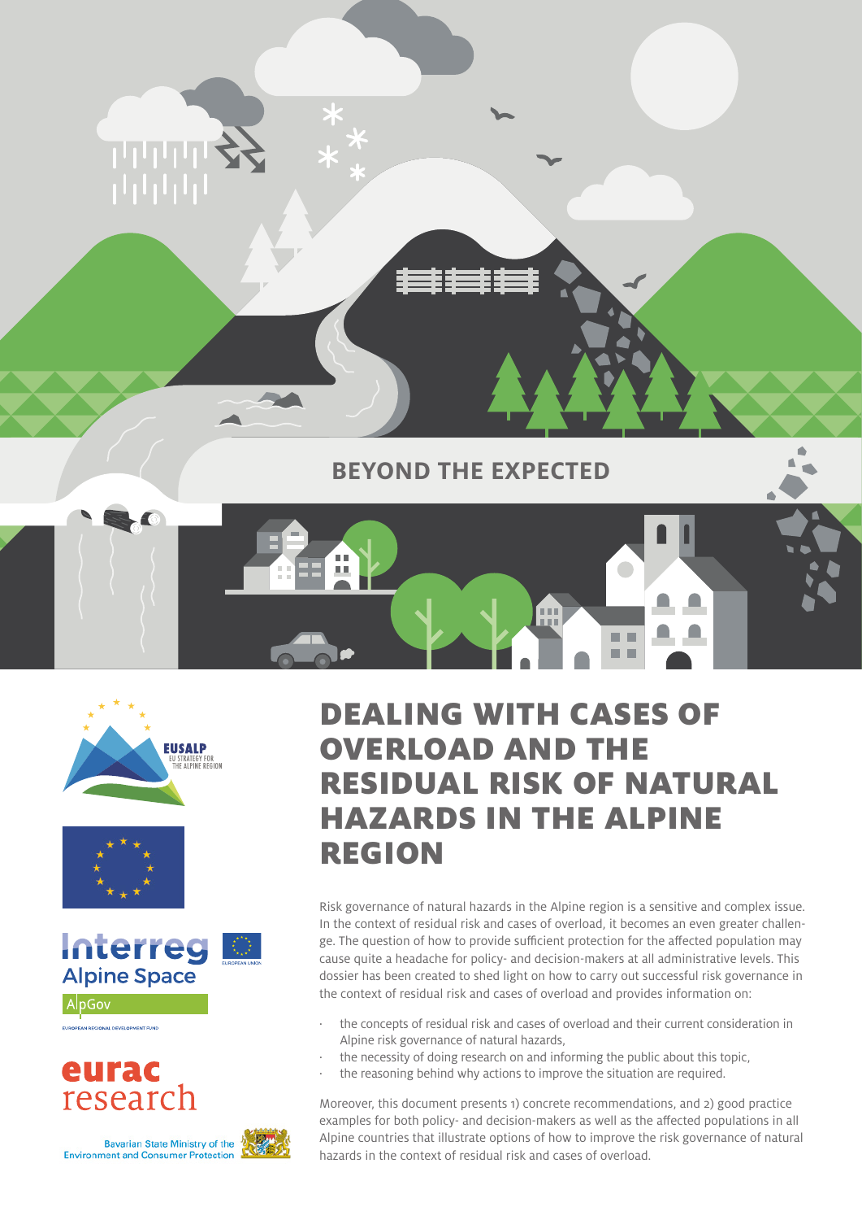BEYOND THE EXPECTED

# DEALING WITH CASES OF OVERLOAD AND THE RESIDUAL RISK OF NATURAL HAZARDS IN THE ALPINE REGION

Risk governance of natural hazards in the Alpine region is a sensitive and complex issue. In the context of residual risk and cases of overload, it becomes an even greater challenge. The question of how to provide sufficient protection for the affected population may cause quite a headache for policy- and decision-makers at all administrative levels. This dossier has been created to shed light on how to carry out successful risk governance in the context of residual risk and cases of overload and provides information on:

- the concepts of residual risk and cases of overload and their current consideration in Alpine risk governance of natural hazards,
- the necessity of doing research on and informing the public about this topic,
- the reasoning behind why actions to improve the situation are required.

Moreover, this document presents 1) concrete recommendations, and 2) good practice examples for both policy- and decision-makers as well as the affected populations in all Alpine countries that illustrate options of how to improve the risk governance of natural hazards in the context of residual risk and cases of overload.

EUSALP EU STRATEGY FOR THE ALPINE REGION

Interreg Alpine Space AlpGov

EUROPEAN UNION

EUROPEAN REGIONAL DEVELOPMENT FUND

eurac research

Bavarian State Ministry of the Environment and Consumer Protection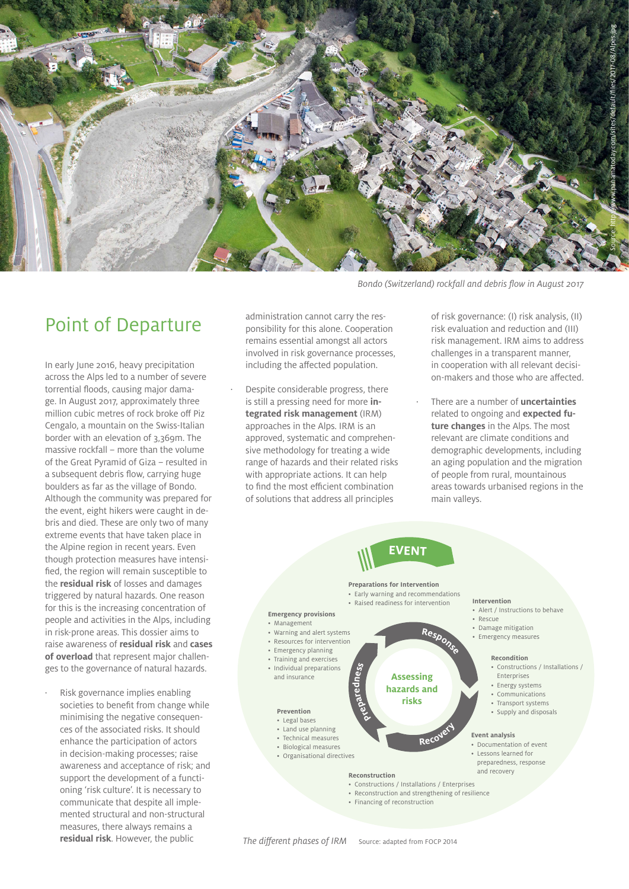Bondo (Switzerland) rockfall and debris flow in August 2017

Source: http://www.pahamatoday.com/sites/default/files/2017-08/Alpes.jpg

## Point of Departure

In early June 2016, heavy precipitation across the Alps led to a number of severe torrential floods, causing major damage. In August 2017, approximately three million cubic metres of rock broke off Piz Cengalo, a mountain on the Swiss-Italian border with an elevation of 3,369m. The massive rockfall – more than the volume of the Great Pyramid of Giza – resulted in a subsequent debris flow, carrying huge boulders as far as the village of Bondo. Although the community was prepared for the event, eight hikers were caught in debris and died. These are only two of many extreme events that have taken place in the Alpine region in recent years. Even though protection measures have intensified, the region will remain susceptible to the **residual risk** of losses and damages triggered by natural hazards. One reason for this is the increasing concentration of people and activities in the Alps, including in risk-prone areas. This dossier aims to raise awareness of **residual risk** and **cases of overload** that represent major challenges to the governance of natural hazards.

- Risk governance implies enabling societies to benefit from change while minimising the negative consequences of the associated risks. It should enhance the participation of actors in decision-making processes; raise awareness and acceptance of risk; and support the development of a functioning 'risk culture'. It is necessary to communicate that despite all implemented structural and non-structural measures, there always remains a **residual risk**. However, the public administration cannot carry the responsibility for this alone. Cooperation remains essential amongst all actors involved in risk governance processes, including the affected population.
- Despite considerable progress, there is still a pressing need for more **integrated risk management** (IRM) approaches in the Alps. IRM is an approved, systematic and comprehensive methodology for treating a wide range of hazards and their related risks with appropriate actions. It can help to find the most efficient combination of solutions that address all principles of risk governance: (I) risk analysis, (II) risk evaluation and reduction and (III) risk management. IRM aims to address challenges in a transparent manner, in cooperation with all relevant decision-makers and those who are affected.
- There are a number of **uncertainties** related to ongoing and **expected future changes** in the Alps. The most relevant are climate conditions and demographic developments, including an aging population and the migration of people from rural, mountainous areas towards urbanised regions in the main valleys.

**EVENT**

**Preparations for Intervention**
- Early warning and recommendations
- Raised readiness for intervention

**Emergency provisions**
- Management
- Warning and alert systems
- Resources for intervention
- Emergency planning
- Training and exercises
- Individual preparations and insurance

**Prevention**
- Legal bases
- Land use planning
- Technical measures
- Biological measures
- Organisational directives

**Assessing hazards and risks** (Preparedness – Response – Recovery)

**Intervention**
- Alert / Instructions to behave
- Rescue
- Damage mitigation
- Emergency measures

**Recondition**
- Constructions / Installations / Enterprises
- Energy systems
- Communications
- Transport systems
- Supply and disposals

**Event analysis**
- Documentation of event
- Lessons learned for preparedness, response and recovery

**Reconstruction**
- Constructions / Installations / Enterprises
- Reconstruction and strengthening of resilience
- Financing of reconstruction

*The different phases of IRM* Source: adapted from FOCP 2014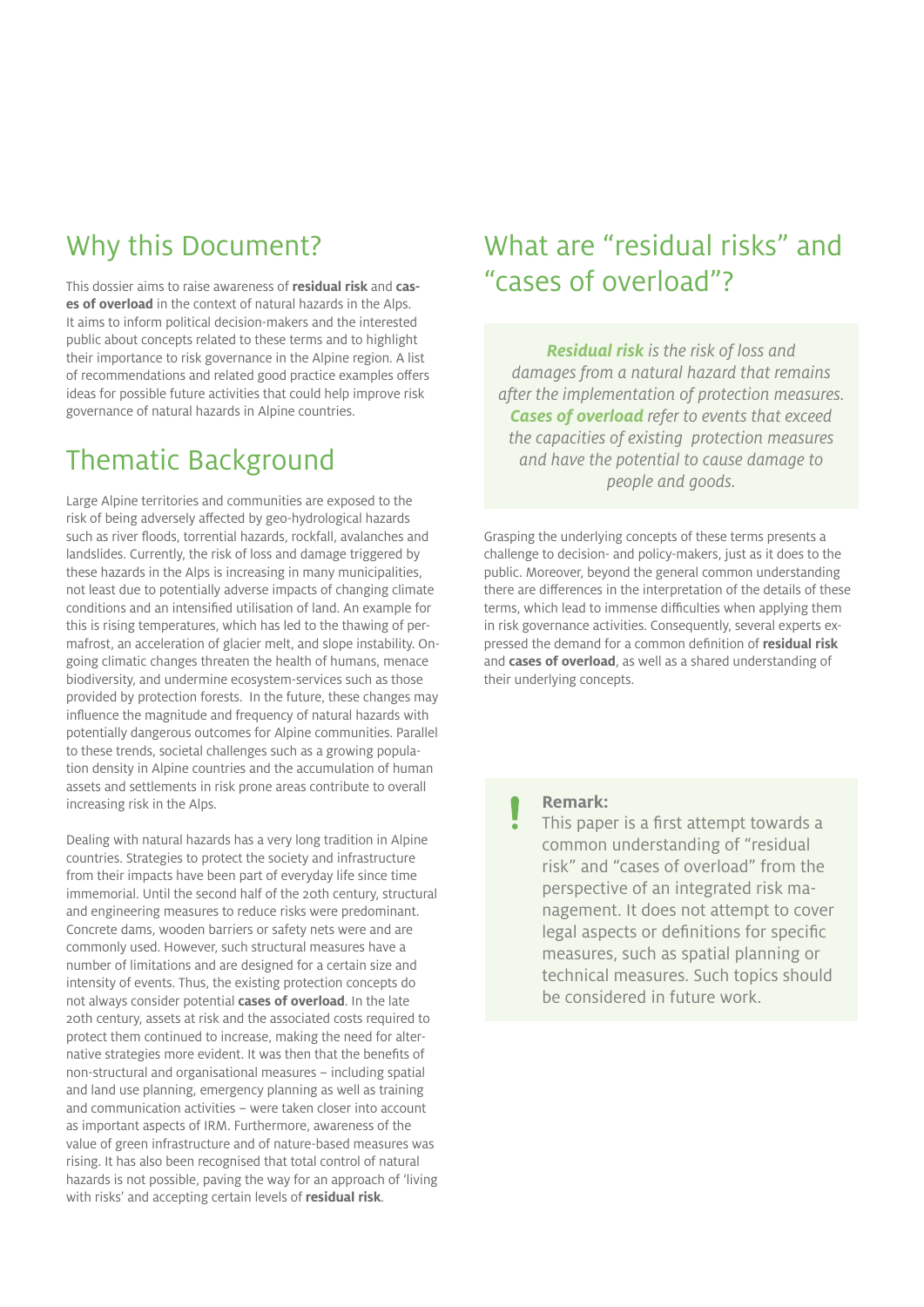## Why this Document?

This dossier aims to raise awareness of **residual risk** and **cases of overload** in the context of natural hazards in the Alps. It aims to inform political decision-makers and the interested public about concepts related to these terms and to highlight their importance to risk governance in the Alpine region. A list of recommendations and related good practice examples offers ideas for possible future activities that could help improve risk governance of natural hazards in Alpine countries.

## Thematic Background

Large Alpine territories and communities are exposed to the risk of being adversely affected by geo-hydrological hazards such as river floods, torrential hazards, rockfall, avalanches and landslides. Currently, the risk of loss and damage triggered by these hazards in the Alps is increasing in many municipalities, not least due to potentially adverse impacts of changing climate conditions and an intensified utilisation of land. An example for this is rising temperatures, which has led to the thawing of permafrost, an acceleration of glacier melt, and slope instability. Ongoing climatic changes threaten the health of humans, menace biodiversity, and undermine ecosystem-services such as those provided by protection forests. In the future, these changes may influence the magnitude and frequency of natural hazards with potentially dangerous outcomes for Alpine communities. Parallel to these trends, societal challenges such as a growing population density in Alpine countries and the accumulation of human assets and settlements in risk prone areas contribute to overall increasing risk in the Alps.

Dealing with natural hazards has a very long tradition in Alpine countries. Strategies to protect the society and infrastructure from their impacts have been part of everyday life since time immemorial. Until the second half of the 20th century, structural and engineering measures to reduce risks were predominant. Concrete dams, wooden barriers or safety nets were and are commonly used. However, such structural measures have a number of limitations and are designed for a certain size and intensity of events. Thus, the existing protection concepts do not always consider potential **cases of overload**. In the late 20th century, assets at risk and the associated costs required to protect them continued to increase, making the need for alternative strategies more evident. It was then that the benefits of non-structural and organisational measures – including spatial and land use planning, emergency planning as well as training and communication activities – were taken closer into account as important aspects of IRM. Furthermore, awareness of the value of green infrastructure and of nature-based measures was rising. It has also been recognised that total control of natural hazards is not possible, paving the way for an approach of 'living with risks' and accepting certain levels of **residual risk**.

## What are "residual risks" and "cases of overload"?

> ***Residual risk*** *is the risk of loss and damages from a natural hazard that remains after the implementation of protection measures.* ***Cases of overload*** *refer to events that exceed the capacities of existing protection measures and have the potential to cause damage to people and goods.*

Grasping the underlying concepts of these terms presents a challenge to decision- and policy-makers, just as it does to the public. Moreover, beyond the general common understanding there are differences in the interpretation of the details of these terms, which lead to immense difficulties when applying them in risk governance activities. Consequently, several experts expressed the demand for a common definition of **residual risk** and **cases of overload**, as well as a shared understanding of their underlying concepts.

> **!** **Remark:**
> This paper is a first attempt towards a common understanding of "residual risk" and "cases of overload" from the perspective of an integrated risk management. It does not attempt to cover legal aspects or definitions for specific measures, such as spatial planning or technical measures. Such topics should be considered in future work.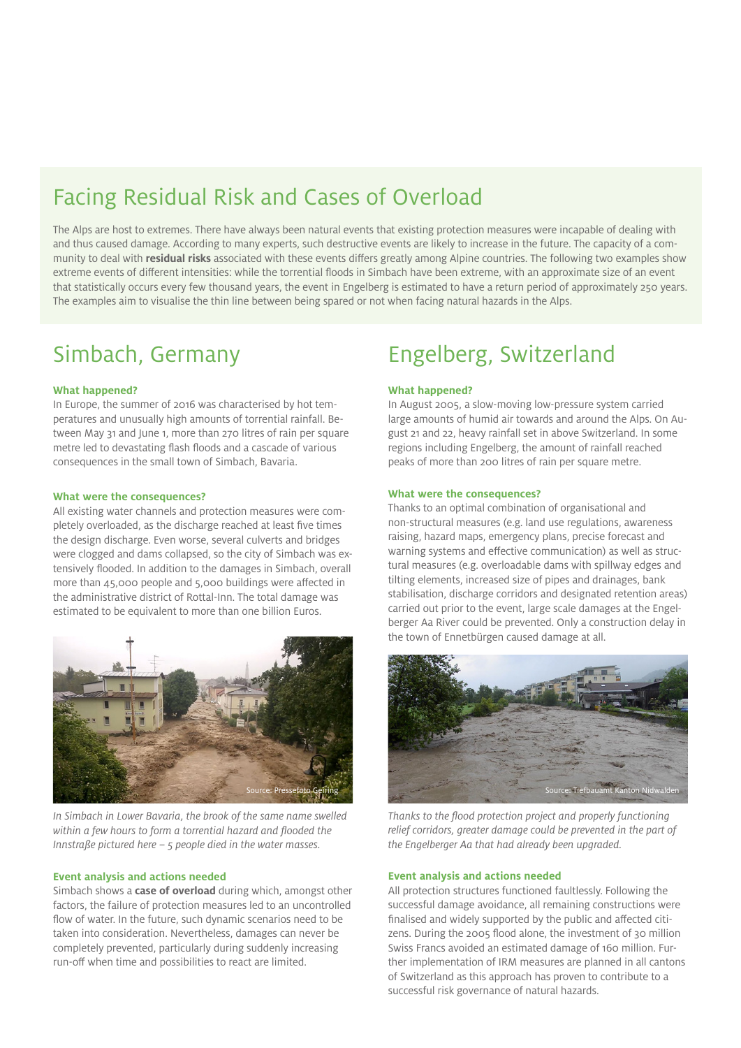## Facing Residual Risk and Cases of Overload

The Alps are host to extremes. There have always been natural events that existing protection measures were incapable of dealing with and thus caused damage. According to many experts, such destructive events are likely to increase in the future. The capacity of a community to deal with **residual risks** associated with these events differs greatly among Alpine countries. The following two examples show extreme events of different intensities: while the torrential floods in Simbach have been extreme, with an approximate size of an event that statistically occurs every few thousand years, the event in Engelberg is estimated to have a return period of approximately 250 years. The examples aim to visualise the thin line between being spared or not when facing natural hazards in the Alps.

## Simbach, Germany

**What happened?**

In Europe, the summer of 2016 was characterised by hot temperatures and unusually high amounts of torrential rainfall. Between May 31 and June 1, more than 270 litres of rain per square metre led to devastating flash floods and a cascade of various consequences in the small town of Simbach, Bavaria.

**What were the consequences?**

All existing water channels and protection measures were completely overloaded, as the discharge reached at least five times the design discharge. Even worse, several culverts and bridges were clogged and dams collapsed, so the city of Simbach was extensively flooded. In addition to the damages in Simbach, overall more than 45,000 people and 5,000 buildings were affected in the administrative district of Rottal-Inn. The total damage was estimated to be equivalent to more than one billion Euros.

Source: Pressefoto Geiring

*In Simbach in Lower Bavaria, the brook of the same name swelled within a few hours to form a torrential hazard and flooded the Innstraße pictured here – 5 people died in the water masses.*

**Event analysis and actions needed**

Simbach shows a **case of overload** during which, amongst other factors, the failure of protection measures led to an uncontrolled flow of water. In the future, such dynamic scenarios need to be taken into consideration. Nevertheless, damages can never be completely prevented, particularly during suddenly increasing run-off when time and possibilities to react are limited.

## Engelberg, Switzerland

**What happened?**

In August 2005, a slow-moving low-pressure system carried large amounts of humid air towards and around the Alps. On August 21 and 22, heavy rainfall set in above Switzerland. In some regions including Engelberg, the amount of rainfall reached peaks of more than 200 litres of rain per square metre.

**What were the consequences?**

Thanks to an optimal combination of organisational and non-structural measures (e.g. land use regulations, awareness raising, hazard maps, emergency plans, precise forecast and warning systems and effective communication) as well as structural measures (e.g. overloadable dams with spillway edges and tilting elements, increased size of pipes and drainages, bank stabilisation, discharge corridors and designated retention areas) carried out prior to the event, large scale damages at the Engelberger Aa River could be prevented. Only a construction delay in the town of Ennetbürgen caused damage at all.

Source: Tiefbauamt Kanton Nidwalden

*Thanks to the flood protection project and properly functioning relief corridors, greater damage could be prevented in the part of the Engelberger Aa that had already been upgraded.*

**Event analysis and actions needed**

All protection structures functioned faultlessly. Following the successful damage avoidance, all remaining constructions were finalised and widely supported by the public and affected citizens. During the 2005 flood alone, the investment of 30 million Swiss Francs avoided an estimated damage of 160 million. Further implementation of IRM measures are planned in all cantons of Switzerland as this approach has proven to contribute to a successful risk governance of natural hazards.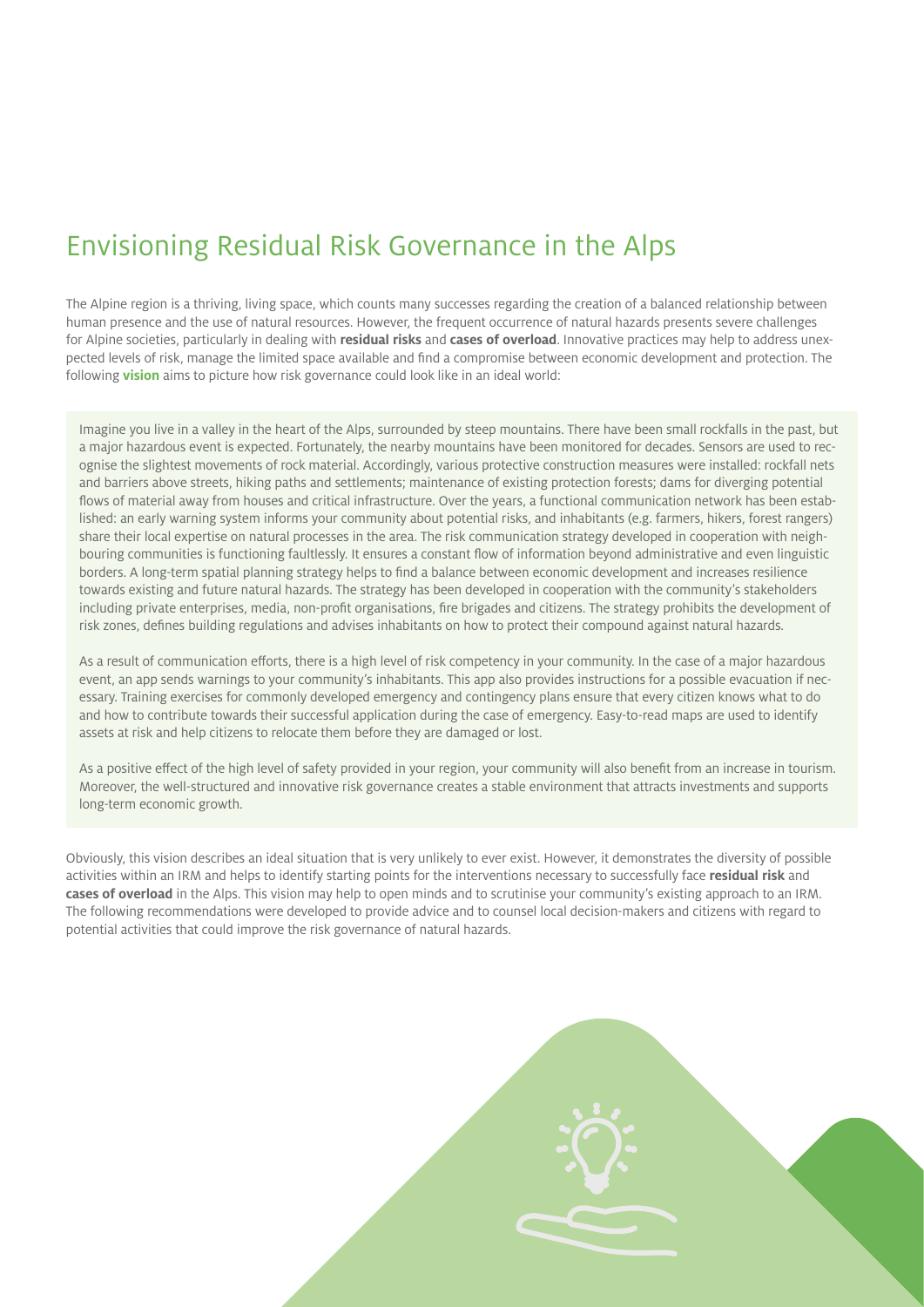# Envisioning Residual Risk Governance in the Alps

The Alpine region is a thriving, living space, which counts many successes regarding the creation of a balanced relationship between human presence and the use of natural resources. However, the frequent occurrence of natural hazards presents severe challenges for Alpine societies, particularly in dealing with **residual risks** and **cases of overload**. Innovative practices may help to address unexpected levels of risk, manage the limited space available and find a compromise between economic development and protection. The following **vision** aims to picture how risk governance could look like in an ideal world:

> Imagine you live in a valley in the heart of the Alps, surrounded by steep mountains. There have been small rockfalls in the past, but a major hazardous event is expected. Fortunately, the nearby mountains have been monitored for decades. Sensors are used to recognise the slightest movements of rock material. Accordingly, various protective construction measures were installed: rockfall nets and barriers above streets, hiking paths and settlements; maintenance of existing protection forests; dams for diverging potential flows of material away from houses and critical infrastructure. Over the years, a functional communication network has been established: an early warning system informs your community about potential risks, and inhabitants (e.g. farmers, hikers, forest rangers) share their local expertise on natural processes in the area. The risk communication strategy developed in cooperation with neighbouring communities is functioning faultlessly. It ensures a constant flow of information beyond administrative and even linguistic borders. A long-term spatial planning strategy helps to find a balance between economic development and increases resilience towards existing and future natural hazards. The strategy has been developed in cooperation with the community's stakeholders including private enterprises, media, non-profit organisations, fire brigades and citizens. The strategy prohibits the development of risk zones, defines building regulations and advises inhabitants on how to protect their compound against natural hazards.
>
> As a result of communication efforts, there is a high level of risk competency in your community. In the case of a major hazardous event, an app sends warnings to your community's inhabitants. This app also provides instructions for a possible evacuation if necessary. Training exercises for commonly developed emergency and contingency plans ensure that every citizen knows what to do and how to contribute towards their successful application during the case of emergency. Easy-to-read maps are used to identify assets at risk and help citizens to relocate them before they are damaged or lost.
>
> As a positive effect of the high level of safety provided in your region, your community will also benefit from an increase in tourism. Moreover, the well-structured and innovative risk governance creates a stable environment that attracts investments and supports long-term economic growth.

Obviously, this vision describes an ideal situation that is very unlikely to ever exist. However, it demonstrates the diversity of possible activities within an IRM and helps to identify starting points for the interventions necessary to successfully face **residual risk** and **cases of overload** in the Alps. This vision may help to open minds and to scrutinise your community's existing approach to an IRM. The following recommendations were developed to provide advice and to counsel local decision-makers and citizens with regard to potential activities that could improve the risk governance of natural hazards.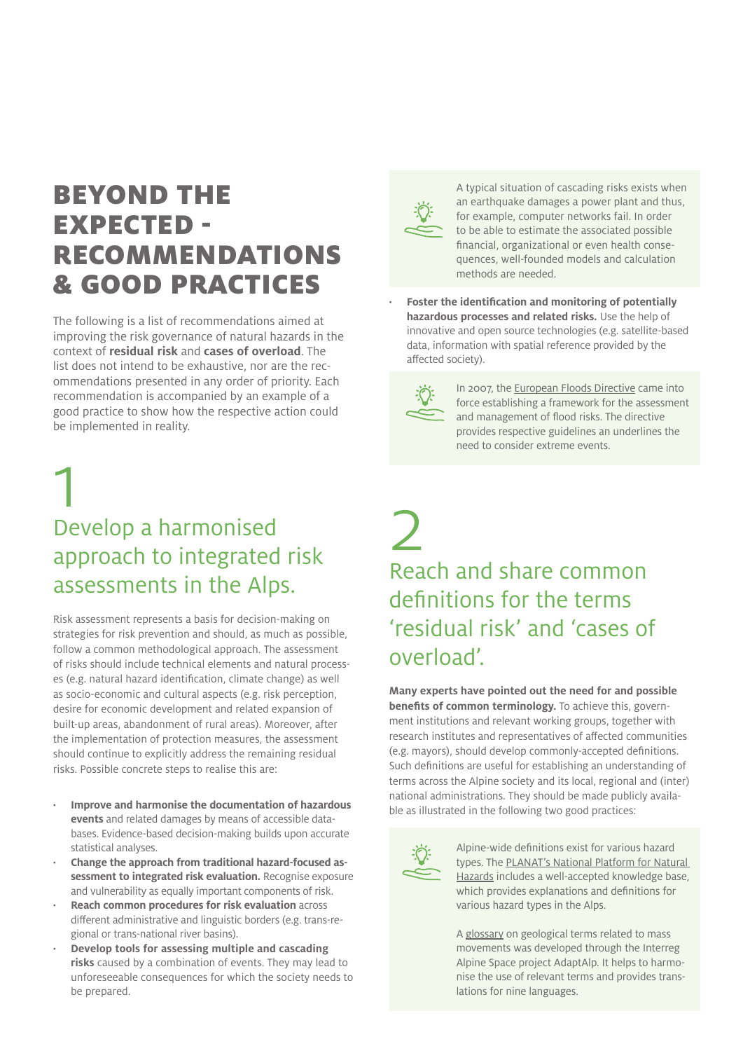# BEYOND THE EXPECTED - RECOMMENDATIONS & GOOD PRACTICES

The following is a list of recommendations aimed at improving the risk governance of natural hazards in the context of **residual risk** and **cases of overload**. The list does not intend to be exhaustive, nor are the recommendations presented in any order of priority. Each recommendation is accompanied by an example of a good practice to show how the respective action could be implemented in reality.

## 1 Develop a harmonised approach to integrated risk assessments in the Alps.

Risk assessment represents a basis for decision-making on strategies for risk prevention and should, as much as possible, follow a common methodological approach. The assessment of risks should include technical elements and natural processes (e.g. natural hazard identification, climate change) as well as socio-economic and cultural aspects (e.g. risk perception, desire for economic development and related expansion of built-up areas, abandonment of rural areas). Moreover, after the implementation of protection measures, the assessment should continue to explicitly address the remaining residual risks. Possible concrete steps to realise this are:

- **Improve and harmonise the documentation of hazardous events** and related damages by means of accessible databases. Evidence-based decision-making builds upon accurate statistical analyses.
- **Change the approach from traditional hazard-focused assessment to integrated risk evaluation.** Recognise exposure and vulnerability as equally important components of risk.
- **Reach common procedures for risk evaluation** across different administrative and linguistic borders (e.g. trans-regional or trans-national river basins).
- **Develop tools for assessing multiple and cascading risks** caused by a combination of events. They may lead to unforeseeable consequences for which the society needs to be prepared.

> A typical situation of cascading risks exists when an earthquake damages a power plant and thus, for example, computer networks fail. In order to be able to estimate the associated possible financial, organizational or even health consequences, well-founded models and calculation methods are needed.

- **Foster the identification and monitoring of potentially hazardous processes and related risks.** Use the help of innovative and open source technologies (e.g. satellite-based data, information with spatial reference provided by the affected society).

> In 2007, the European Floods Directive came into force establishing a framework for the assessment and management of flood risks. The directive provides respective guidelines an underlines the need to consider extreme events.

## 2 Reach and share common definitions for the terms 'residual risk' and 'cases of overload'.

**Many experts have pointed out the need for and possible benefits of common terminology.** To achieve this, government institutions and relevant working groups, together with research institutes and representatives of affected communities (e.g. mayors), should develop commonly-accepted definitions. Such definitions are useful for establishing an understanding of terms across the Alpine society and its local, regional and (inter) national administrations. They should be made publicly available as illustrated in the following two good practices:

> Alpine-wide definitions exist for various hazard types. The PLANAT's National Platform for Natural Hazards includes a well-accepted knowledge base, which provides explanations and definitions for various hazard types in the Alps.
>
> A glossary on geological terms related to mass movements was developed through the Interreg Alpine Space project AdaptAlp. It helps to harmonise the use of relevant terms and provides translations for nine languages.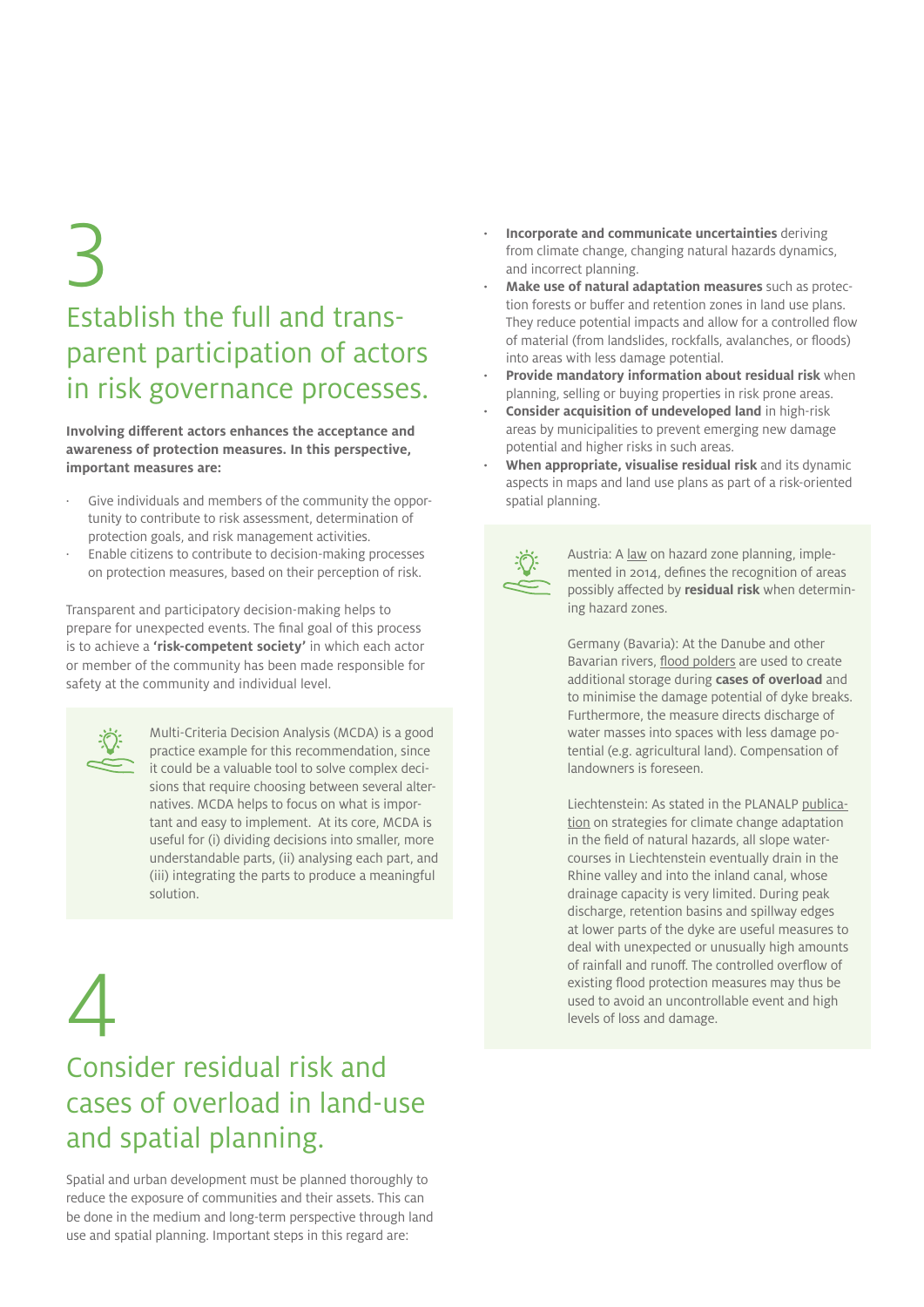# 3

## Establish the full and transparent participation of actors in risk governance processes.

**Involving different actors enhances the acceptance and awareness of protection measures. In this perspective, important measures are:**

- Give individuals and members of the community the opportunity to contribute to risk assessment, determination of protection goals, and risk management activities.
- Enable citizens to contribute to decision-making processes on protection measures, based on their perception of risk.

Transparent and participatory decision-making helps to prepare for unexpected events. The final goal of this process is to achieve a **'risk-competent society'** in which each actor or member of the community has been made responsible for safety at the community and individual level.

> Multi-Criteria Decision Analysis (MCDA) is a good practice example for this recommendation, since it could be a valuable tool to solve complex decisions that require choosing between several alternatives. MCDA helps to focus on what is important and easy to implement. At its core, MCDA is useful for (i) dividing decisions into smaller, more understandable parts, (ii) analysing each part, and (iii) integrating the parts to produce a meaningful solution.

# 4

## Consider residual risk and cases of overload in land-use and spatial planning.

Spatial and urban development must be planned thoroughly to reduce the exposure of communities and their assets. This can be done in the medium and long-term perspective through land use and spatial planning. Important steps in this regard are:

- **Incorporate and communicate uncertainties** deriving from climate change, changing natural hazards dynamics, and incorrect planning.
- **Make use of natural adaptation measures** such as protection forests or buffer and retention zones in land use plans. They reduce potential impacts and allow for a controlled flow of material (from landslides, rockfalls, avalanches, or floods) into areas with less damage potential.
- **Provide mandatory information about residual risk** when planning, selling or buying properties in risk prone areas.
- **Consider acquisition of undeveloped land** in high-risk areas by municipalities to prevent emerging new damage potential and higher risks in such areas.
- **When appropriate, visualise residual risk** and its dynamic aspects in maps and land use plans as part of a risk-oriented spatial planning.

> Austria: A law on hazard zone planning, implemented in 2014, defines the recognition of areas possibly affected by **residual risk** when determining hazard zones.
>
> Germany (Bavaria): At the Danube and other Bavarian rivers, flood polders are used to create additional storage during **cases of overload** and to minimise the damage potential of dyke breaks. Furthermore, the measure directs discharge of water masses into spaces with less damage potential (e.g. agricultural land). Compensation of landowners is foreseen.
>
> Liechtenstein: As stated in the PLANALP publication on strategies for climate change adaptation in the field of natural hazards, all slope watercourses in Liechtenstein eventually drain in the Rhine valley and into the inland canal, whose drainage capacity is very limited. During peak discharge, retention basins and spillway edges at lower parts of the dyke are useful measures to deal with unexpected or unusually high amounts of rainfall and runoff. The controlled overflow of existing flood protection measures may thus be used to avoid an uncontrollable event and high levels of loss and damage.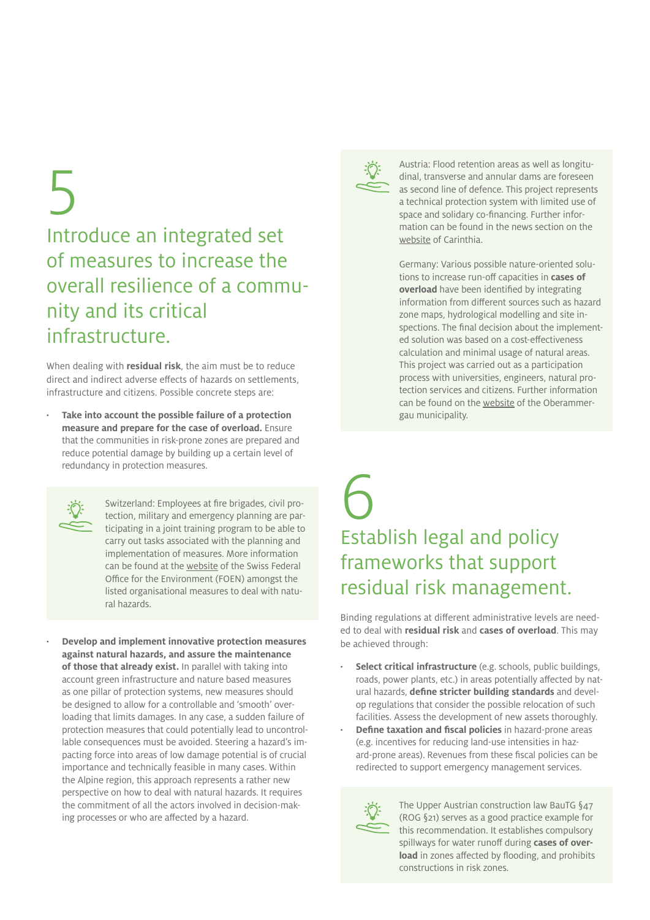# 5

## Introduce an integrated set of measures to increase the overall resilience of a community and its critical infrastructure.

When dealing with **residual risk**, the aim must be to reduce direct and indirect adverse effects of hazards on settlements, infrastructure and citizens. Possible concrete steps are:

- **Take into account the possible failure of a protection measure and prepare for the case of overload.** Ensure that the communities in risk-prone zones are prepared and reduce potential damage by building up a certain level of redundancy in protection measures.

> Switzerland: Employees at fire brigades, civil protection, military and emergency planning are participating in a joint training program to be able to carry out tasks associated with the planning and implementation of measures. More information can be found at the website of the Swiss Federal Office for the Environment (FOEN) amongst the listed organisational measures to deal with natural hazards.

- **Develop and implement innovative protection measures against natural hazards, and assure the maintenance of those that already exist.** In parallel with taking into account green infrastructure and nature based measures as one pillar of protection systems, new measures should be designed to allow for a controllable and 'smooth' overloading that limits damages. In any case, a sudden failure of protection measures that could potentially lead to uncontrollable consequences must be avoided. Steering a hazard's impacting force into areas of low damage potential is of crucial importance and technically feasible in many cases. Within the Alpine region, this approach represents a rather new perspective on how to deal with natural hazards. It requires the commitment of all the actors involved in decision-making processes or who are affected by a hazard.

> Austria: Flood retention areas as well as longitudinal, transverse and annular dams are foreseen as second line of defence. This project represents a technical protection system with limited use of space and solidary co-financing. Further information can be found in the news section on the website of Carinthia.
>
> Germany: Various possible nature-oriented solutions to increase run-off capacities in **cases of overload** have been identified by integrating information from different sources such as hazard zone maps, hydrological modelling and site inspections. The final decision about the implemented solution was based on a cost-effectiveness calculation and minimal usage of natural areas. This project was carried out as a participation process with universities, engineers, natural protection services and citizens. Further information can be found on the website of the Oberammergau municipality.

# 6

## Establish legal and policy frameworks that support residual risk management.

Binding regulations at different administrative levels are needed to deal with **residual risk** and **cases of overload**. This may be achieved through:

- **Select critical infrastructure** (e.g. schools, public buildings, roads, power plants, etc.) in areas potentially affected by natural hazards, **define stricter building standards** and develop regulations that consider the possible relocation of such facilities. Assess the development of new assets thoroughly.
- **Define taxation and fiscal policies** in hazard-prone areas (e.g. incentives for reducing land-use intensities in hazard-prone areas). Revenues from these fiscal policies can be redirected to support emergency management services.

> The Upper Austrian construction law BauTG §47 (ROG §21) serves as a good practice example for this recommendation. It establishes compulsory spillways for water runoff during **cases of overload** in zones affected by flooding, and prohibits constructions in risk zones.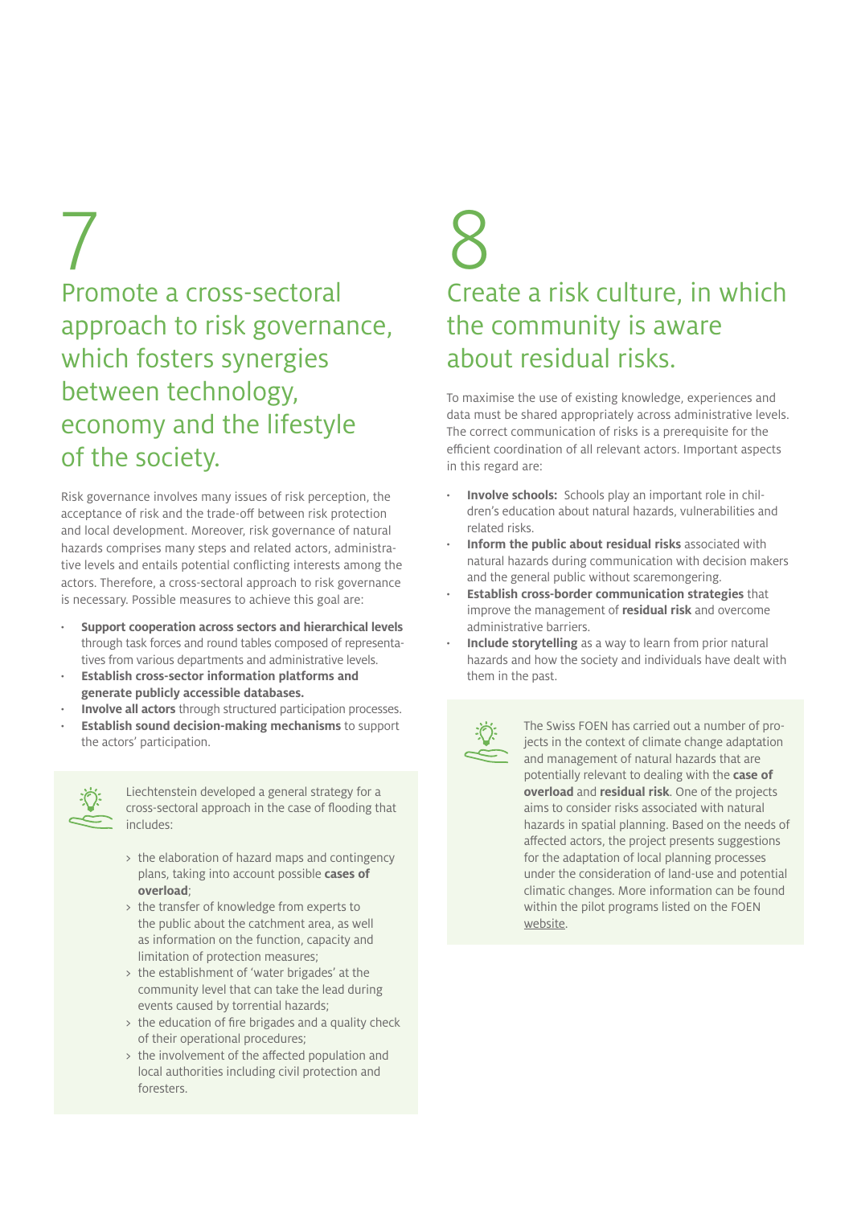# 7

## Promote a cross-sectoral approach to risk governance, which fosters synergies between technology, economy and the lifestyle of the society.

Risk governance involves many issues of risk perception, the acceptance of risk and the trade-off between risk protection and local development. Moreover, risk governance of natural hazards comprises many steps and related actors, administrative levels and entails potential conflicting interests among the actors. Therefore, a cross-sectoral approach to risk governance is necessary. Possible measures to achieve this goal are:

- **Support cooperation across sectors and hierarchical levels** through task forces and round tables composed of representatives from various departments and administrative levels.
- **Establish cross-sector information platforms and generate publicly accessible databases.**
- **Involve all actors** through structured participation processes.
- **Establish sound decision-making mechanisms** to support the actors' participation.

Liechtenstein developed a general strategy for a cross-sectoral approach in the case of flooding that includes:

- the elaboration of hazard maps and contingency plans, taking into account possible **cases of overload**;
- the transfer of knowledge from experts to the public about the catchment area, as well as information on the function, capacity and limitation of protection measures;
- the establishment of 'water brigades' at the community level that can take the lead during events caused by torrential hazards;
- the education of fire brigades and a quality check of their operational procedures;
- the involvement of the affected population and local authorities including civil protection and foresters.

# 8

## Create a risk culture, in which the community is aware about residual risks.

To maximise the use of existing knowledge, experiences and data must be shared appropriately across administrative levels. The correct communication of risks is a prerequisite for the efficient coordination of all relevant actors. Important aspects in this regard are:

- **Involve schools:** Schools play an important role in children's education about natural hazards, vulnerabilities and related risks.
- **Inform the public about residual risks** associated with natural hazards during communication with decision makers and the general public without scaremongering.
- **Establish cross-border communication strategies** that improve the management of **residual risk** and overcome administrative barriers.
- **Include storytelling** as a way to learn from prior natural hazards and how the society and individuals have dealt with them in the past.

The Swiss FOEN has carried out a number of projects in the context of climate change adaptation and management of natural hazards that are potentially relevant to dealing with the **case of overload** and **residual risk**. One of the projects aims to consider risks associated with natural hazards in spatial planning. Based on the needs of affected actors, the project presents suggestions for the adaptation of local planning processes under the consideration of land-use and potential climatic changes. More information can be found within the pilot programs listed on the FOEN website.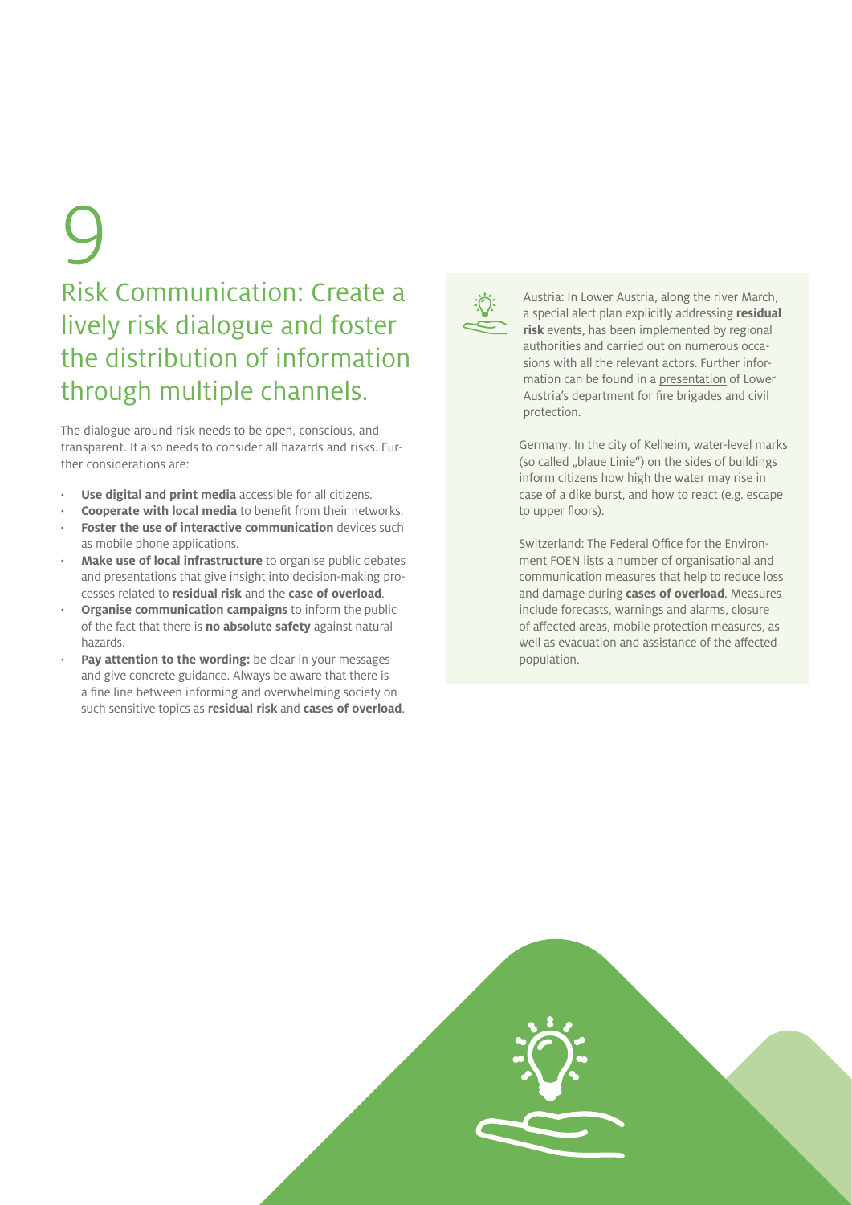# 9

## Risk Communication: Create a lively risk dialogue and foster the distribution of information through multiple channels.

The dialogue around risk needs to be open, conscious, and transparent. It also needs to consider all hazards and risks. Further considerations are:

- **Use digital and print media** accessible for all citizens.
- **Cooperate with local media** to benefit from their networks.
- **Foster the use of interactive communication** devices such as mobile phone applications.
- **Make use of local infrastructure** to organise public debates and presentations that give insight into decision-making processes related to **residual risk** and the **case of overload**.
- **Organise communication campaigns** to inform the public of the fact that there is **no absolute safety** against natural hazards.
- **Pay attention to the wording:** be clear in your messages and give concrete guidance. Always be aware that there is a fine line between informing and overwhelming society on such sensitive topics as **residual risk** and **cases of overload**.

Austria: In Lower Austria, along the river March, a special alert plan explicitly addressing **residual risk** events, has been implemented by regional authorities and carried out on numerous occasions with all the relevant actors. Further information can be found in a presentation of Lower Austria's department for fire brigades and civil protection.

Germany: In the city of Kelheim, water-level marks (so called „blaue Linie") on the sides of buildings inform citizens how high the water may rise in case of a dike burst, and how to react (e.g. escape to upper floors).

Switzerland: The Federal Office for the Environment FOEN lists a number of organisational and communication measures that help to reduce loss and damage during **cases of overload**. Measures include forecasts, warnings and alarms, closure of affected areas, mobile protection measures, as well as evacuation and assistance of the affected population.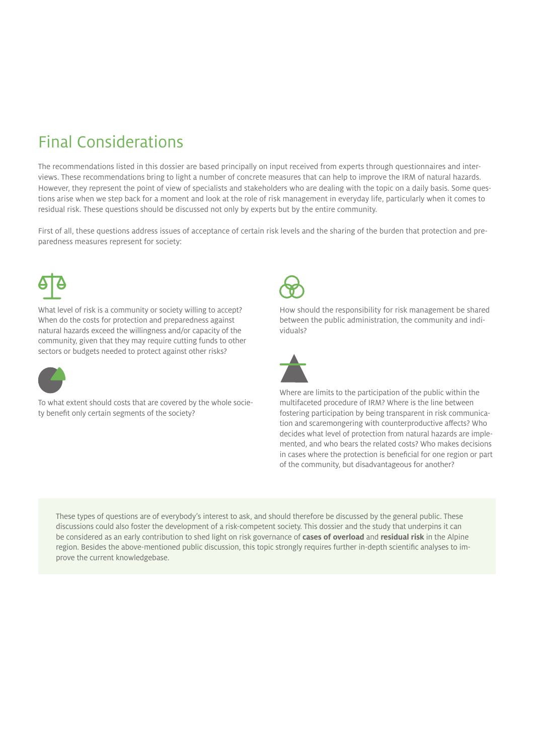# Final Considerations

The recommendations listed in this dossier are based principally on input received from experts through questionnaires and interviews. These recommendations bring to light a number of concrete measures that can help to improve the IRM of natural hazards. However, they represent the point of view of specialists and stakeholders who are dealing with the topic on a daily basis. Some questions arise when we step back for a moment and look at the role of risk management in everyday life, particularly when it comes to residual risk. These questions should be discussed not only by experts but by the entire community.

First of all, these questions address issues of acceptance of certain risk levels and the sharing of the burden that protection and preparedness measures represent for society:

What level of risk is a community or society willing to accept? When do the costs for protection and preparedness against natural hazards exceed the willingness and/or capacity of the community, given that they may require cutting funds to other sectors or budgets needed to protect against other risks?

To what extent should costs that are covered by the whole society benefit only certain segments of the society?

How should the responsibility for risk management be shared between the public administration, the community and individuals?

Where are limits to the participation of the public within the multifaceted procedure of IRM? Where is the line between fostering participation by being transparent in risk communication and scaremongering with counterproductive affects? Who decides what level of protection from natural hazards are implemented, and who bears the related costs? Who makes decisions in cases where the protection is beneficial for one region or part of the community, but disadvantageous for another?

These types of questions are of everybody's interest to ask, and should therefore be discussed by the general public. These discussions could also foster the development of a risk-competent society. This dossier and the study that underpins it can be considered as an early contribution to shed light on risk governance of **cases of overload** and **residual risk** in the Alpine region. Besides the above-mentioned public discussion, this topic strongly requires further in-depth scientific analyses to improve the current knowledgebase.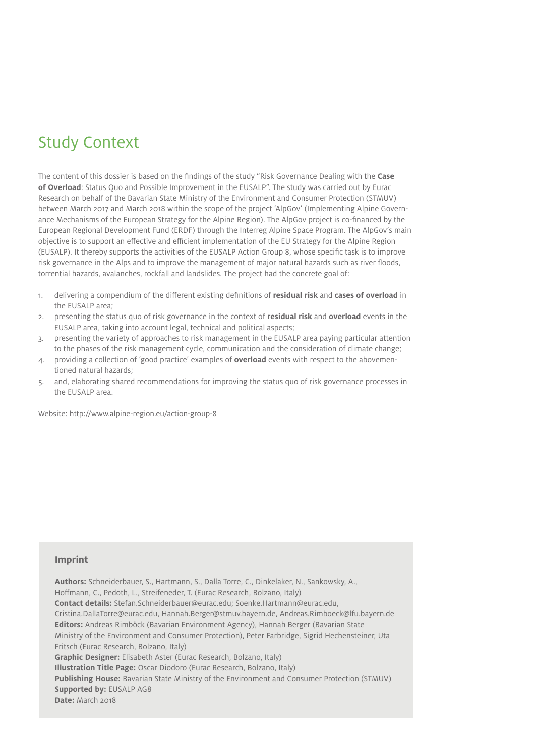# Study Context

The content of this dossier is based on the findings of the study "Risk Governance Dealing with the **Case of Overload**: Status Quo and Possible Improvement in the EUSALP". The study was carried out by Eurac Research on behalf of the Bavarian State Ministry of the Environment and Consumer Protection (STMUV) between March 2017 and March 2018 within the scope of the project 'AlpGov' (Implementing Alpine Governance Mechanisms of the European Strategy for the Alpine Region). The AlpGov project is co-financed by the European Regional Development Fund (ERDF) through the Interreg Alpine Space Program. The AlpGov's main objective is to support an effective and efficient implementation of the EU Strategy for the Alpine Region (EUSALP). It thereby supports the activities of the EUSALP Action Group 8, whose specific task is to improve risk governance in the Alps and to improve the management of major natural hazards such as river floods, torrential hazards, avalanches, rockfall and landslides. The project had the concrete goal of:

1. delivering a compendium of the different existing definitions of **residual risk** and **cases of overload** in the EUSALP area;
2. presenting the status quo of risk governance in the context of **residual risk** and **overload** events in the EUSALP area, taking into account legal, technical and political aspects;
3. presenting the variety of approaches to risk management in the EUSALP area paying particular attention to the phases of the risk management cycle, communication and the consideration of climate change;
4. providing a collection of 'good practice' examples of **overload** events with respect to the abovementioned natural hazards;
5. and, elaborating shared recommendations for improving the status quo of risk governance processes in the EUSALP area.

Website: http://www.alpine-region.eu/action-group-8

## Imprint

**Authors:** Schneiderbauer, S., Hartmann, S., Dalla Torre, C., Dinkelaker, N., Sankowsky, A., Hoffmann, C., Pedoth, L., Streifeneder, T. (Eurac Research, Bolzano, Italy)
**Contact details:** Stefan.Schneiderbauer@eurac.edu; Soenke.Hartmann@eurac.edu, Cristina.DallaTorre@eurac.edu, Hannah.Berger@stmuv.bayern.de, Andreas.Rimboeck@lfu.bayern.de
**Editors:** Andreas Rimböck (Bavarian Environment Agency), Hannah Berger (Bavarian State Ministry of the Environment and Consumer Protection), Peter Farbridge, Sigrid Hechensteiner, Uta Fritsch (Eurac Research, Bolzano, Italy)
**Graphic Designer:** Elisabeth Aster (Eurac Research, Bolzano, Italy)
**Illustration Title Page:** Oscar Diodoro (Eurac Research, Bolzano, Italy)
**Publishing House:** Bavarian State Ministry of the Environment and Consumer Protection (STMUV)
**Supported by:** EUSALP AG8
**Date:** March 2018